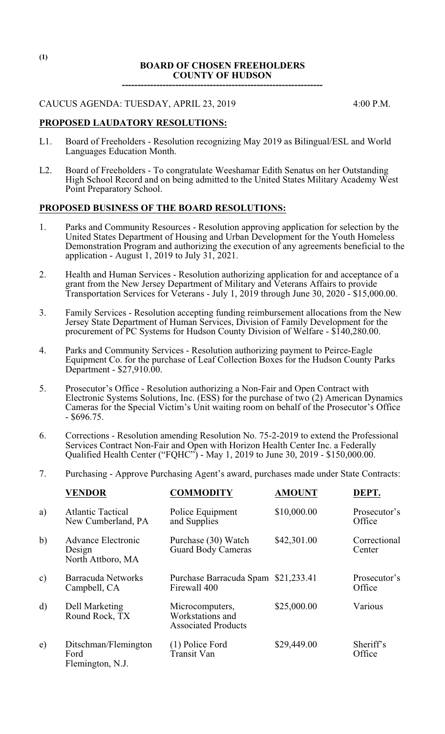(1)

# BOARD OF CHOSEN FREEHOLDERS
## COUNTY OF HUDSON

---

CAUCUS AGENDA: TUESDAY, APRIL 23, 2019 4:00 P.M.

**PROPOSED LAUDATORY RESOLUTIONS:**

L1. Board of Freeholders - Resolution recognizing May 2019 as Bilingual/ESL and World Languages Education Month.

L2. Board of Freeholders - To congratulate Weeshamar Edith Senatus on her Outstanding High School Record and on being admitted to the United States Military Academy West Point Preparatory School.

**PROPOSED BUSINESS OF THE BOARD RESOLUTIONS:**

1. Parks and Community Resources - Resolution approving application for selection by the United States Department of Housing and Urban Development for the Youth Homeless Demonstration Program and authorizing the execution of any agreements beneficial to the application - August 1, 2019 to July 31, 2021.

2. Health and Human Services - Resolution authorizing application for and acceptance of a grant from the New Jersey Department of Military and Veterans Affairs to provide Transportation Services for Veterans - July 1, 2019 through June 30, 2020 - $15,000.00.

3. Family Services - Resolution accepting funding reimbursement allocations from the New Jersey State Department of Human Services, Division of Family Development for the procurement of PC Systems for Hudson County Division of Welfare - $140,280.00.

4. Parks and Community Services - Resolution authorizing payment to Peirce-Eagle Equipment Co. for the purchase of Leaf Collection Boxes for the Hudson County Parks Department - $27,910.00.

5. Prosecutor's Office - Resolution authorizing a Non-Fair and Open Contract with Electronic Systems Solutions, Inc. (ESS) for the purchase of two (2) American Dynamics Cameras for the Special Victim's Unit waiting room on behalf of the Prosecutor's Office - $696.75.

6. Corrections - Resolution amending Resolution No. 75-2-2019 to extend the Professional Services Contract Non-Fair and Open with Horizon Health Center Inc. a Federally Qualified Health Center ("FQHC") - May 1, 2019 to June 30, 2019 - $150,000.00.

7. Purchasing - Approve Purchasing Agent's award, purchases made under State Contracts:

| | **VENDOR** | **COMMODITY** | **AMOUNT** | **DEPT.** |
|---|---|---|---|---|
| a) | Atlantic Tactical New Cumberland, PA | Police Equipment and Supplies | $10,000.00 | Prosecutor's Office |
| b) | Advance Electronic Design North Attboro, MA | Purchase (30) Watch Guard Body Cameras | $42,301.00 | Correctional Center |
| c) | Barracuda Networks Campbell, CA | Purchase Barracuda Spam Firewall 400 | $21,233.41 | Prosecutor's Office |
| d) | Dell Marketing Round Rock, TX | Microcomputers, Workstations and Associated Products | $25,000.00 | Various |
| e) | Ditschman/Flemington Ford Flemington, N.J. | (1) Police Ford Transit Van | $29,449.00 | Sheriff's Office |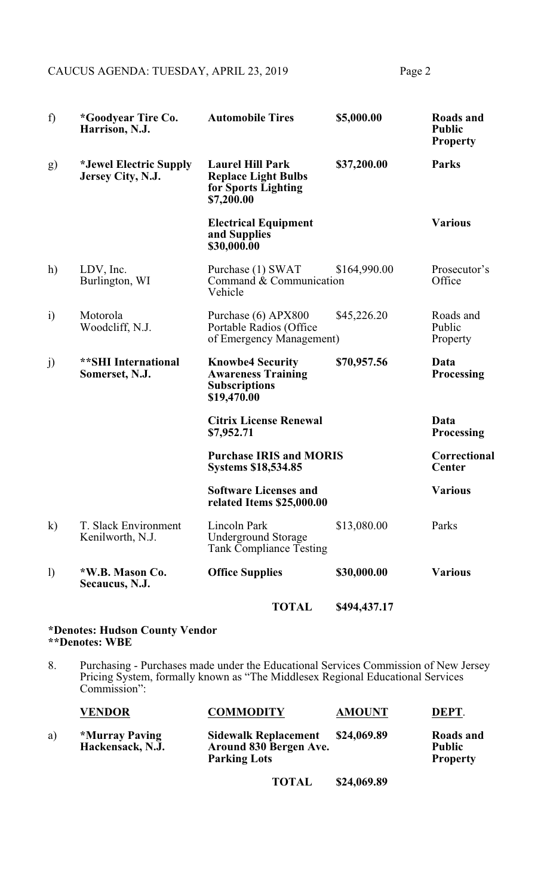| | | | | |
|---|---|---|---|---|
| f) | **\*Goodyear Tire Co. Harrison, N.J.** | **Automobile Tires** | **$5,000.00** | **Roads and Public Property** |
| g) | **\*Jewel Electric Supply Jersey City, N.J.** | **Laurel Hill Park Replace Light Bulbs for Sports Lighting $7,200.00** | **$37,200.00** | **Parks** |
| | | **Electrical Equipment and Supplies $30,000.00** | | **Various** |
| h) | LDV, Inc. Burlington, WI | Purchase (1) SWAT Command & Communication Vehicle | $164,990.00 | Prosecutor's Office |
| i) | Motorola Woodcliff, N.J. | Purchase (6) APX800 Portable Radios (Office of Emergency Management) | $45,226.20 | Roads and Public Property |
| j) | **\*\*SHI International Somerset, N.J.** | **Knowbe4 Security Awareness Training Subscriptions $19,470.00** | **$70,957.56** | **Data Processing** |
| | | **Citrix License Renewal $7,952.71** | | **Data Processing** |
| | | **Purchase IRIS and MORIS Systems $18,534.85** | | **Correctional Center** |
| | | **Software Licenses and related Items $25,000.00** | | **Various** |
| k) | T. Slack Environment Kenilworth, N.J. | Lincoln Park Underground Storage Tank Compliance Testing | $13,080.00 | Parks |
| l) | **\*W.B. Mason Co. Secaucus, N.J.** | **Office Supplies** | **$30,000.00** | **Various** |
| | | **TOTAL** | **$494,437.17** | |

**\*Denotes: Hudson County Vendor**
**\*\*Denotes: WBE**

8. Purchasing - Purchases made under the Educational Services Commission of New Jersey Pricing System, formally known as "The Middlesex Regional Educational Services Commission":

| | **VENDOR** | **COMMODITY** | **AMOUNT** | **DEPT**. |
|---|---|---|---|---|
| a) | **\*Murray Paving Hackensack, N.J.** | **Sidewalk Replacement Around 830 Bergen Ave. Parking Lots** | **$24,069.89** | **Roads and Public Property** |
| | | **TOTAL** | **$24,069.89** | |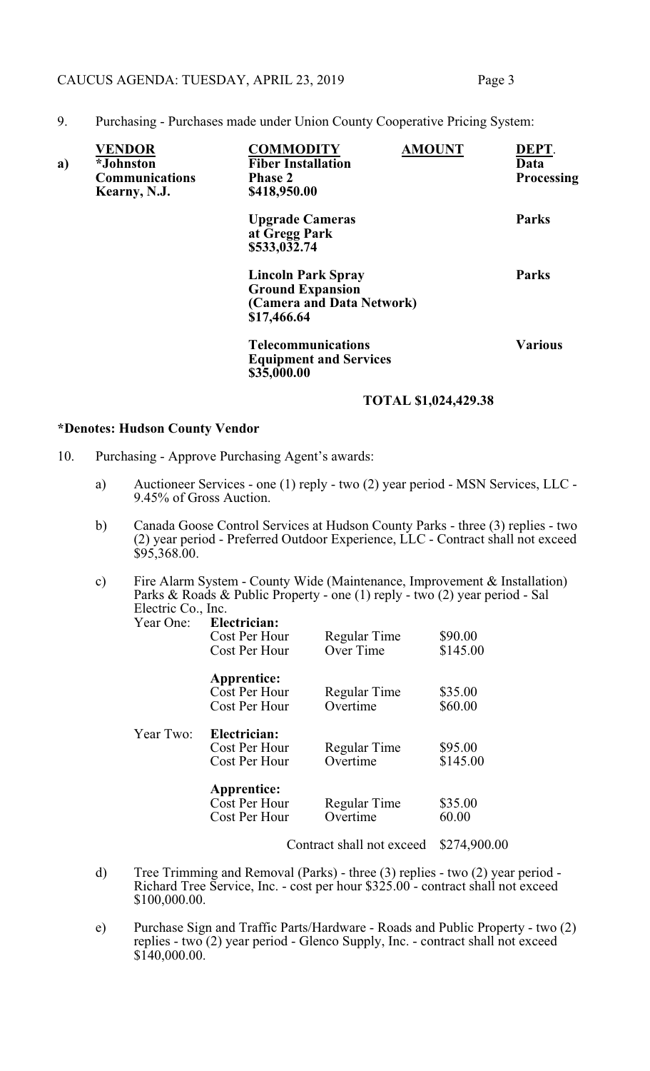9. Purchasing - Purchases made under Union County Cooperative Pricing System:

| | VENDOR | COMMODITY | AMOUNT | DEPT. |
|---|---|---|---|---|
| **a)** | ***Johnston Communications Kearny, N.J.** | **Fiber Installation Phase 2 $418,950.00** | | **Data Processing** |
| | | **Upgrade Cameras at Gregg Park $533,032.74** | | **Parks** |
| | | **Lincoln Park Spray Ground Expansion (Camera and Data Network) $17,466.64** | | **Parks** |
| | | **Telecommunications Equipment and Services $35,000.00** | | **Various** |
| | | | **TOTAL $1,024,429.38** | |

**\*Denotes: Hudson County Vendor**

10. Purchasing - Approve Purchasing Agent's awards:

   a) Auctioneer Services - one (1) reply - two (2) year period - MSN Services, LLC - 9.45% of Gross Auction.

   b) Canada Goose Control Services at Hudson County Parks - three (3) replies - two (2) year period - Preferred Outdoor Experience, LLC - Contract shall not exceed $95,368.00.

   c) Fire Alarm System - County Wide (Maintenance, Improvement & Installation) Parks & Roads & Public Property - one (1) reply - two (2) year period - Sal Electric Co., Inc.

| | | | |
|---|---|---|---|
| Year One: | **Electrician:** | | |
| | Cost Per Hour | Regular Time | $90.00 |
| | Cost Per Hour | Over Time | $145.00 |
| | **Apprentice:** | | |
| | Cost Per Hour | Regular Time | $35.00 |
| | Cost Per Hour | Overtime | $60.00 |
| Year Two: | **Electrician:** | | |
| | Cost Per Hour | Regular Time | $95.00 |
| | Cost Per Hour | Overtime | $145.00 |
| | **Apprentice:** | | |
| | Cost Per Hour | Regular Time | $35.00 |
| | Cost Per Hour | Overtime | 60.00 |
| | | Contract shall not exceed | $274,900.00 |

   d) Tree Trimming and Removal (Parks) - three (3) replies - two (2) year period - Richard Tree Service, Inc. - cost per hour $325.00 - contract shall not exceed $100,000.00.

   e) Purchase Sign and Traffic Parts/Hardware - Roads and Public Property - two (2) replies - two (2) year period - Glenco Supply, Inc. - contract shall not exceed $140,000.00.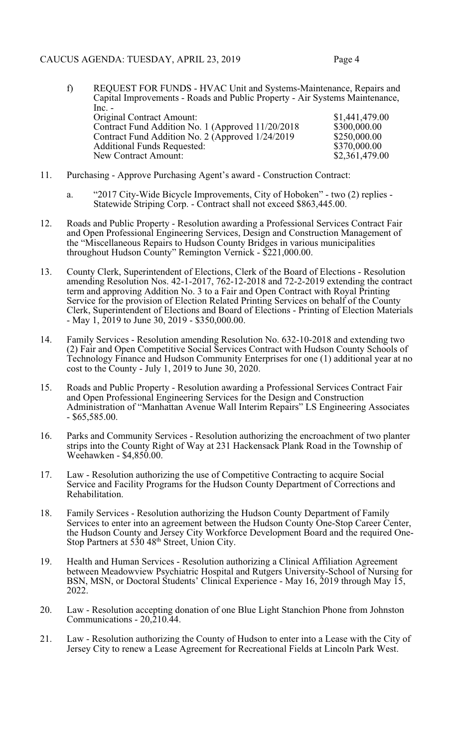f) REQUEST FOR FUNDS - HVAC Unit and Systems-Maintenance, Repairs and Capital Improvements - Roads and Public Property - Air Systems Maintenance, Inc. -

| | |
|---|---|
| Original Contract Amount: | $1,441,479.00 |
| Contract Fund Addition No. 1 (Approved 11/20/2018 | $300,000.00 |
| Contract Fund Addition No. 2 (Approved 1/24/2019 | $250,000.00 |
| Additional Funds Requested: | $370,000.00 |
| New Contract Amount: | $2,361,479.00 |

11. Purchasing - Approve Purchasing Agent's award - Construction Contract:

    a. "2017 City-Wide Bicycle Improvements, City of Hoboken" - two (2) replies - Statewide Striping Corp. - Contract shall not exceed $863,445.00.

12. Roads and Public Property - Resolution awarding a Professional Services Contract Fair and Open Professional Engineering Services, Design and Construction Management of the "Miscellaneous Repairs to Hudson County Bridges in various municipalities throughout Hudson County" Remington Vernick - $221,000.00.

13. County Clerk, Superintendent of Elections, Clerk of the Board of Elections - Resolution amending Resolution Nos. 42-1-2017, 762-12-2018 and 72-2-2019 extending the contract term and approving Addition No. 3 to a Fair and Open Contract with Royal Printing Service for the provision of Election Related Printing Services on behalf of the County Clerk, Superintendent of Elections and Board of Elections - Printing of Election Materials - May 1, 2019 to June 30, 2019 - $350,000.00.

14. Family Services - Resolution amending Resolution No. 632-10-2018 and extending two (2) Fair and Open Competitive Social Services Contract with Hudson County Schools of Technology Finance and Hudson Community Enterprises for one (1) additional year at no cost to the County - July 1, 2019 to June 30, 2020.

15. Roads and Public Property - Resolution awarding a Professional Services Contract Fair and Open Professional Engineering Services for the Design and Construction Administration of "Manhattan Avenue Wall Interim Repairs" LS Engineering Associates - $65,585.00.

16. Parks and Community Services - Resolution authorizing the encroachment of two planter strips into the County Right of Way at 231 Hackensack Plank Road in the Township of Weehawken - $4,850.00.

17. Law - Resolution authorizing the use of Competitive Contracting to acquire Social Service and Facility Programs for the Hudson County Department of Corrections and Rehabilitation.

18. Family Services - Resolution authorizing the Hudson County Department of Family Services to enter into an agreement between the Hudson County One-Stop Career Center, the Hudson County and Jersey City Workforce Development Board and the required One-Stop Partners at 530 48th Street, Union City.

19. Health and Human Services - Resolution authorizing a Clinical Affiliation Agreement between Meadowview Psychiatric Hospital and Rutgers University-School of Nursing for BSN, MSN, or Doctoral Students' Clinical Experience - May 16, 2019 through May 15, 2022.

20. Law - Resolution accepting donation of one Blue Light Stanchion Phone from Johnston Communications - 20,210.44.

21. Law - Resolution authorizing the County of Hudson to enter into a Lease with the City of Jersey City to renew a Lease Agreement for Recreational Fields at Lincoln Park West.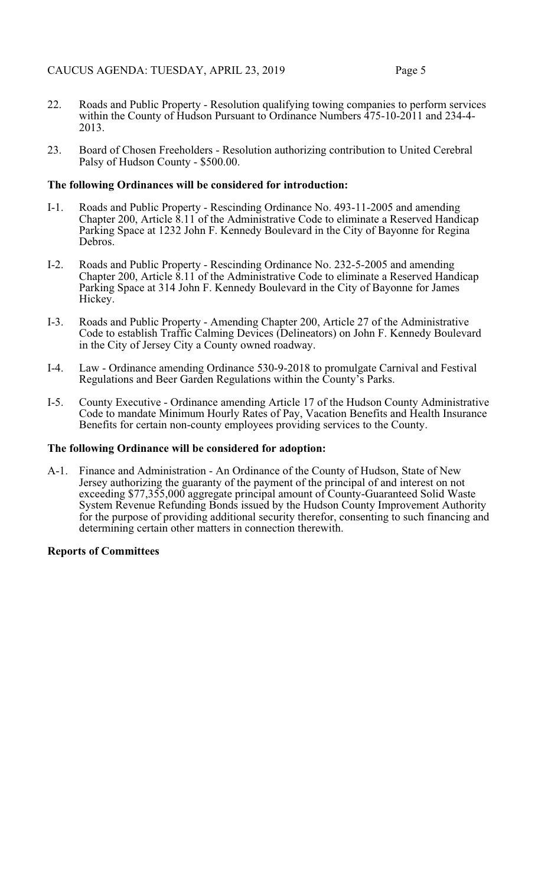22. Roads and Public Property - Resolution qualifying towing companies to perform services within the County of Hudson Pursuant to Ordinance Numbers 475-10-2011 and 234-4-2013.

23. Board of Chosen Freeholders - Resolution authorizing contribution to United Cerebral Palsy of Hudson County - $500.00.

**The following Ordinances will be considered for introduction:**

I-1. Roads and Public Property - Rescinding Ordinance No. 493-11-2005 and amending Chapter 200, Article 8.11 of the Administrative Code to eliminate a Reserved Handicap Parking Space at 1232 John F. Kennedy Boulevard in the City of Bayonne for Regina Debros.

I-2. Roads and Public Property - Rescinding Ordinance No. 232-5-2005 and amending Chapter 200, Article 8.11 of the Administrative Code to eliminate a Reserved Handicap Parking Space at 314 John F. Kennedy Boulevard in the City of Bayonne for James Hickey.

I-3. Roads and Public Property - Amending Chapter 200, Article 27 of the Administrative Code to establish Traffic Calming Devices (Delineators) on John F. Kennedy Boulevard in the City of Jersey City a County owned roadway.

I-4. Law - Ordinance amending Ordinance 530-9-2018 to promulgate Carnival and Festival Regulations and Beer Garden Regulations within the County's Parks.

I-5. County Executive - Ordinance amending Article 17 of the Hudson County Administrative Code to mandate Minimum Hourly Rates of Pay, Vacation Benefits and Health Insurance Benefits for certain non-county employees providing services to the County.

**The following Ordinance will be considered for adoption:**

A-1. Finance and Administration - An Ordinance of the County of Hudson, State of New Jersey authorizing the guaranty of the payment of the principal of and interest on not exceeding $77,355,000 aggregate principal amount of County-Guaranteed Solid Waste System Revenue Refunding Bonds issued by the Hudson County Improvement Authority for the purpose of providing additional security therefor, consenting to such financing and determining certain other matters in connection therewith.

**Reports of Committees**